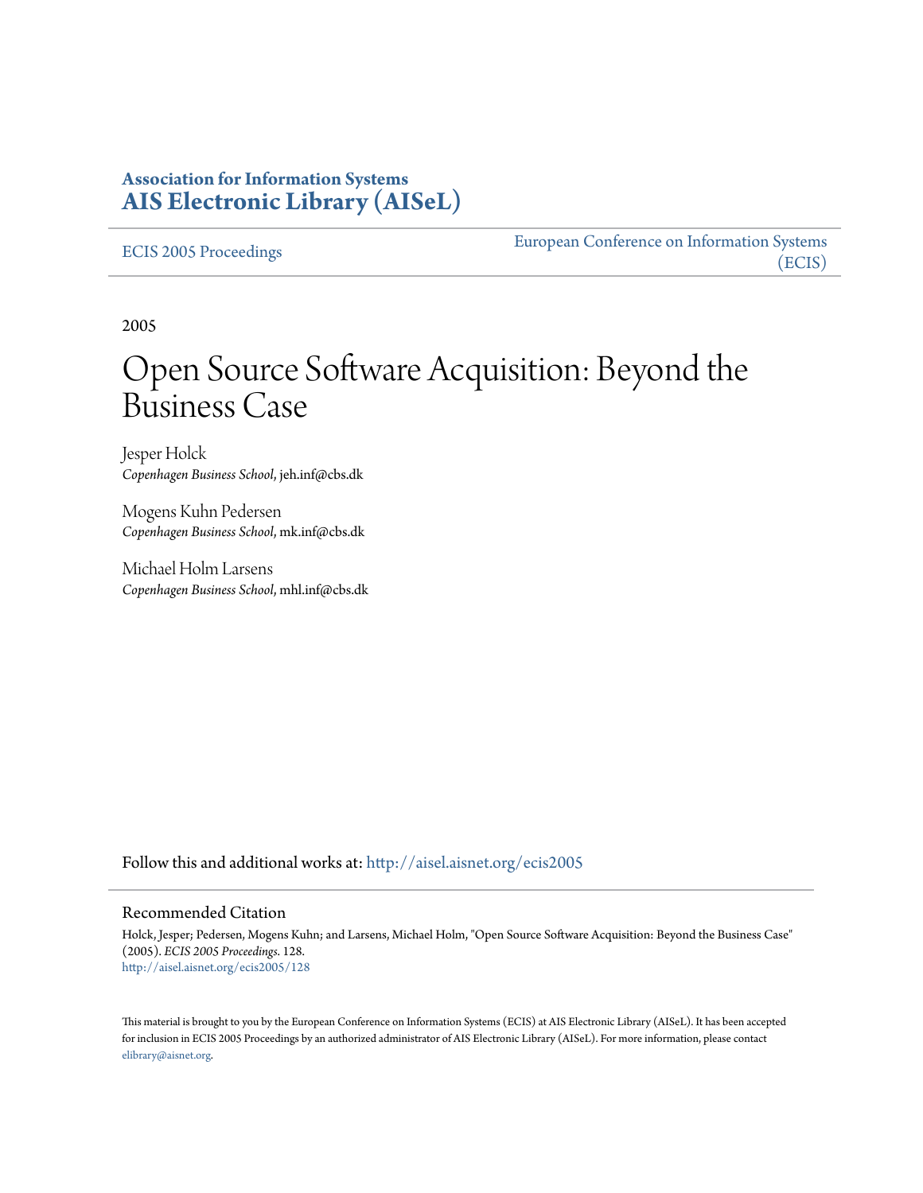**Association for Information Systems**
**AIS Electronic Library (AISeL)**

ECIS 2005 Proceedings

European Conference on Information Systems (ECIS)

2005

# Open Source Software Acquisition: Beyond the Business Case

Jesper Holck
*Copenhagen Business School*, jeh.inf@cbs.dk

Mogens Kuhn Pedersen
*Copenhagen Business School*, mk.inf@cbs.dk

Michael Holm Larsens
*Copenhagen Business School*, mhl.inf@cbs.dk

Follow this and additional works at: http://aisel.aisnet.org/ecis2005

## Recommended Citation

Holck, Jesper; Pedersen, Mogens Kuhn; and Larsens, Michael Holm, "Open Source Software Acquisition: Beyond the Business Case" (2005). *ECIS 2005 Proceedings*. 128.
http://aisel.aisnet.org/ecis2005/128

This material is brought to you by the European Conference on Information Systems (ECIS) at AIS Electronic Library (AISeL). It has been accepted for inclusion in ECIS 2005 Proceedings by an authorized administrator of AIS Electronic Library (AISeL). For more information, please contact elibrary@aisnet.org.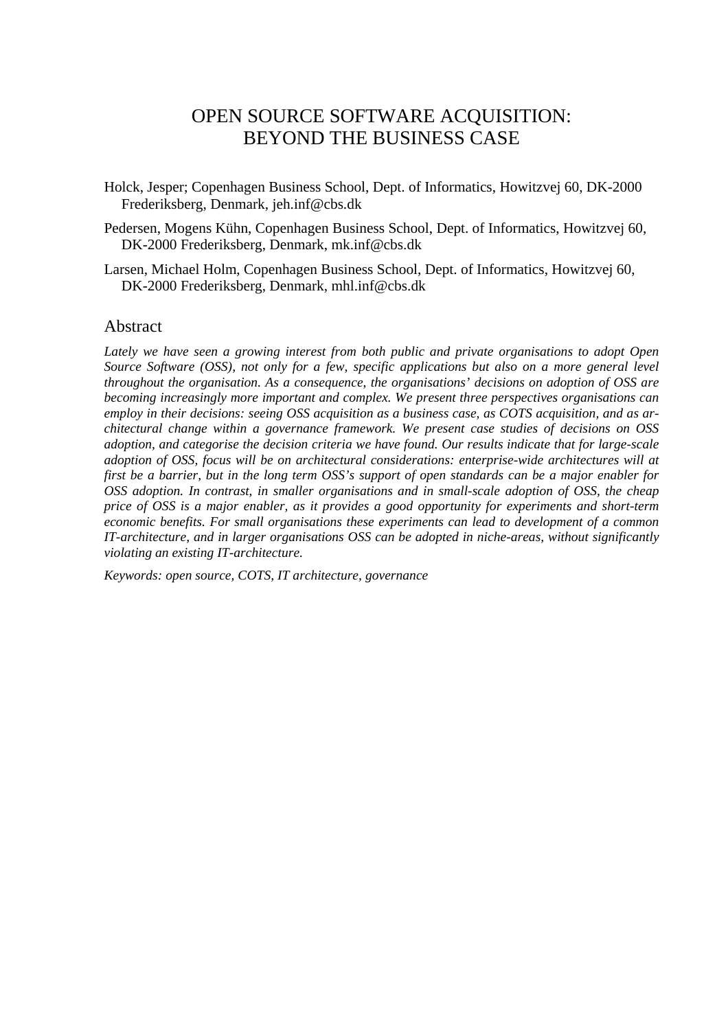# OPEN SOURCE SOFTWARE ACQUISITION: BEYOND THE BUSINESS CASE

Holck, Jesper; Copenhagen Business School, Dept. of Informatics, Howitzvej 60, DK-2000 Frederiksberg, Denmark, jeh.inf@cbs.dk

Pedersen, Mogens Kühn, Copenhagen Business School, Dept. of Informatics, Howitzvej 60, DK-2000 Frederiksberg, Denmark, mk.inf@cbs.dk

Larsen, Michael Holm, Copenhagen Business School, Dept. of Informatics, Howitzvej 60, DK-2000 Frederiksberg, Denmark, mhl.inf@cbs.dk

## Abstract

*Lately we have seen a growing interest from both public and private organisations to adopt Open Source Software (OSS), not only for a few, specific applications but also on a more general level throughout the organisation. As a consequence, the organisations' decisions on adoption of OSS are becoming increasingly more important and complex. We present three perspectives organisations can employ in their decisions: seeing OSS acquisition as a business case, as COTS acquisition, and as architectural change within a governance framework. We present case studies of decisions on OSS adoption, and categorise the decision criteria we have found. Our results indicate that for large-scale adoption of OSS, focus will be on architectural considerations: enterprise-wide architectures will at first be a barrier, but in the long term OSS's support of open standards can be a major enabler for OSS adoption. In contrast, in smaller organisations and in small-scale adoption of OSS, the cheap price of OSS is a major enabler, as it provides a good opportunity for experiments and short-term economic benefits. For small organisations these experiments can lead to development of a common IT-architecture, and in larger organisations OSS can be adopted in niche-areas, without significantly violating an existing IT-architecture.*

*Keywords: open source, COTS, IT architecture, governance*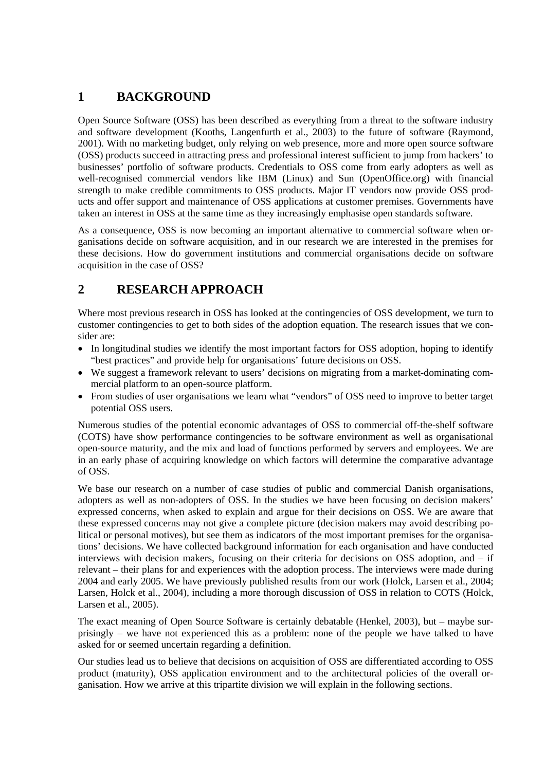# 1 BACKGROUND

Open Source Software (OSS) has been described as everything from a threat to the software industry and software development (Kooths, Langenfurth et al., 2003) to the future of software (Raymond, 2001). With no marketing budget, only relying on web presence, more and more open source software (OSS) products succeed in attracting press and professional interest sufficient to jump from hackers' to businesses' portfolio of software products. Credentials to OSS come from early adopters as well as well-recognised commercial vendors like IBM (Linux) and Sun (OpenOffice.org) with financial strength to make credible commitments to OSS products. Major IT vendors now provide OSS products and offer support and maintenance of OSS applications at customer premises. Governments have taken an interest in OSS at the same time as they increasingly emphasise open standards software.

As a consequence, OSS is now becoming an important alternative to commercial software when organisations decide on software acquisition, and in our research we are interested in the premises for these decisions. How do government institutions and commercial organisations decide on software acquisition in the case of OSS?

# 2 RESEARCH APPROACH

Where most previous research in OSS has looked at the contingencies of OSS development, we turn to customer contingencies to get to both sides of the adoption equation. The research issues that we consider are:

- In longitudinal studies we identify the most important factors for OSS adoption, hoping to identify "best practices" and provide help for organisations' future decisions on OSS.
- We suggest a framework relevant to users' decisions on migrating from a market-dominating commercial platform to an open-source platform.
- From studies of user organisations we learn what "vendors" of OSS need to improve to better target potential OSS users.

Numerous studies of the potential economic advantages of OSS to commercial off-the-shelf software (COTS) have show performance contingencies to be software environment as well as organisational open-source maturity, and the mix and load of functions performed by servers and employees. We are in an early phase of acquiring knowledge on which factors will determine the comparative advantage of OSS.

We base our research on a number of case studies of public and commercial Danish organisations, adopters as well as non-adopters of OSS. In the studies we have been focusing on decision makers' expressed concerns, when asked to explain and argue for their decisions on OSS. We are aware that these expressed concerns may not give a complete picture (decision makers may avoid describing political or personal motives), but see them as indicators of the most important premises for the organisations' decisions. We have collected background information for each organisation and have conducted interviews with decision makers, focusing on their criteria for decisions on OSS adoption, and – if relevant – their plans for and experiences with the adoption process. The interviews were made during 2004 and early 2005. We have previously published results from our work (Holck, Larsen et al., 2004; Larsen, Holck et al., 2004), including a more thorough discussion of OSS in relation to COTS (Holck, Larsen et al., 2005).

The exact meaning of Open Source Software is certainly debatable (Henkel, 2003), but – maybe surprisingly – we have not experienced this as a problem: none of the people we have talked to have asked for or seemed uncertain regarding a definition.

Our studies lead us to believe that decisions on acquisition of OSS are differentiated according to OSS product (maturity), OSS application environment and to the architectural policies of the overall organisation. How we arrive at this tripartite division we will explain in the following sections.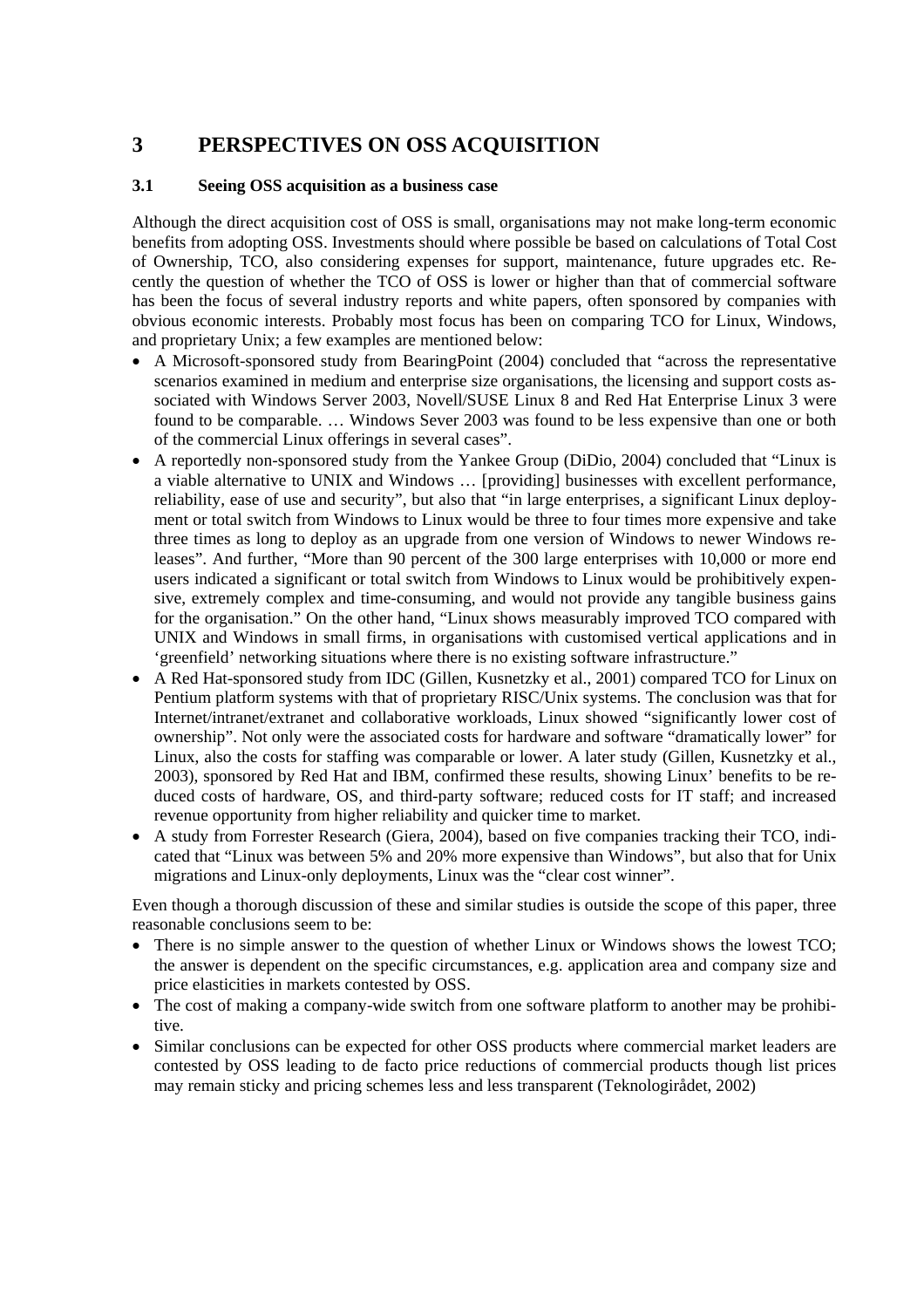# 3 PERSPECTIVES ON OSS ACQUISITION

## 3.1 Seeing OSS acquisition as a business case

Although the direct acquisition cost of OSS is small, organisations may not make long-term economic benefits from adopting OSS. Investments should where possible be based on calculations of Total Cost of Ownership, TCO, also considering expenses for support, maintenance, future upgrades etc. Recently the question of whether the TCO of OSS is lower or higher than that of commercial software has been the focus of several industry reports and white papers, often sponsored by companies with obvious economic interests. Probably most focus has been on comparing TCO for Linux, Windows, and proprietary Unix; a few examples are mentioned below:

- A Microsoft-sponsored study from BearingPoint (2004) concluded that "across the representative scenarios examined in medium and enterprise size organisations, the licensing and support costs associated with Windows Server 2003, Novell/SUSE Linux 8 and Red Hat Enterprise Linux 3 were found to be comparable. … Windows Sever 2003 was found to be less expensive than one or both of the commercial Linux offerings in several cases".
- A reportedly non-sponsored study from the Yankee Group (DiDio, 2004) concluded that "Linux is a viable alternative to UNIX and Windows … [providing] businesses with excellent performance, reliability, ease of use and security", but also that "in large enterprises, a significant Linux deployment or total switch from Windows to Linux would be three to four times more expensive and take three times as long to deploy as an upgrade from one version of Windows to newer Windows releases". And further, "More than 90 percent of the 300 large enterprises with 10,000 or more end users indicated a significant or total switch from Windows to Linux would be prohibitively expensive, extremely complex and time-consuming, and would not provide any tangible business gains for the organisation." On the other hand, "Linux shows measurably improved TCO compared with UNIX and Windows in small firms, in organisations with customised vertical applications and in 'greenfield' networking situations where there is no existing software infrastructure."
- A Red Hat-sponsored study from IDC (Gillen, Kusnetzky et al., 2001) compared TCO for Linux on Pentium platform systems with that of proprietary RISC/Unix systems. The conclusion was that for Internet/intranet/extranet and collaborative workloads, Linux showed "significantly lower cost of ownership". Not only were the associated costs for hardware and software "dramatically lower" for Linux, also the costs for staffing was comparable or lower. A later study (Gillen, Kusnetzky et al., 2003), sponsored by Red Hat and IBM, confirmed these results, showing Linux' benefits to be reduced costs of hardware, OS, and third-party software; reduced costs for IT staff; and increased revenue opportunity from higher reliability and quicker time to market.
- A study from Forrester Research (Giera, 2004), based on five companies tracking their TCO, indicated that "Linux was between 5% and 20% more expensive than Windows", but also that for Unix migrations and Linux-only deployments, Linux was the "clear cost winner".

Even though a thorough discussion of these and similar studies is outside the scope of this paper, three reasonable conclusions seem to be:

- There is no simple answer to the question of whether Linux or Windows shows the lowest TCO; the answer is dependent on the specific circumstances, e.g. application area and company size and price elasticities in markets contested by OSS.
- The cost of making a company-wide switch from one software platform to another may be prohibitive.
- Similar conclusions can be expected for other OSS products where commercial market leaders are contested by OSS leading to de facto price reductions of commercial products though list prices may remain sticky and pricing schemes less and less transparent (Teknologirådet, 2002)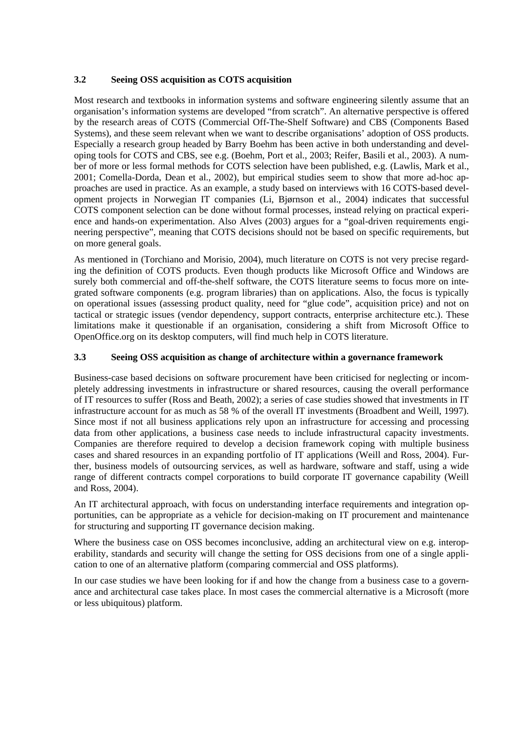### 3.2 Seeing OSS acquisition as COTS acquisition

Most research and textbooks in information systems and software engineering silently assume that an organisation's information systems are developed "from scratch". An alternative perspective is offered by the research areas of COTS (Commercial Off-The-Shelf Software) and CBS (Components Based Systems), and these seem relevant when we want to describe organisations' adoption of OSS products. Especially a research group headed by Barry Boehm has been active in both understanding and developing tools for COTS and CBS, see e.g. (Boehm, Port et al., 2003; Reifer, Basili et al., 2003). A number of more or less formal methods for COTS selection have been published, e.g. (Lawlis, Mark et al., 2001; Comella-Dorda, Dean et al., 2002), but empirical studies seem to show that more ad-hoc approaches are used in practice. As an example, a study based on interviews with 16 COTS-based development projects in Norwegian IT companies (Li, Bjørnson et al., 2004) indicates that successful COTS component selection can be done without formal processes, instead relying on practical experience and hands-on experimentation. Also Alves (2003) argues for a "goal-driven requirements engineering perspective", meaning that COTS decisions should not be based on specific requirements, but on more general goals.

As mentioned in (Torchiano and Morisio, 2004), much literature on COTS is not very precise regarding the definition of COTS products. Even though products like Microsoft Office and Windows are surely both commercial and off-the-shelf software, the COTS literature seems to focus more on integrated software components (e.g. program libraries) than on applications. Also, the focus is typically on operational issues (assessing product quality, need for "glue code", acquisition price) and not on tactical or strategic issues (vendor dependency, support contracts, enterprise architecture etc.). These limitations make it questionable if an organisation, considering a shift from Microsoft Office to OpenOffice.org on its desktop computers, will find much help in COTS literature.

### 3.3 Seeing OSS acquisition as change of architecture within a governance framework

Business-case based decisions on software procurement have been criticised for neglecting or incompletely addressing investments in infrastructure or shared resources, causing the overall performance of IT resources to suffer (Ross and Beath, 2002); a series of case studies showed that investments in IT infrastructure account for as much as 58 % of the overall IT investments (Broadbent and Weill, 1997). Since most if not all business applications rely upon an infrastructure for accessing and processing data from other applications, a business case needs to include infrastructural capacity investments. Companies are therefore required to develop a decision framework coping with multiple business cases and shared resources in an expanding portfolio of IT applications (Weill and Ross, 2004). Further, business models of outsourcing services, as well as hardware, software and staff, using a wide range of different contracts compel corporations to build corporate IT governance capability (Weill and Ross, 2004).

An IT architectural approach, with focus on understanding interface requirements and integration opportunities, can be appropriate as a vehicle for decision-making on IT procurement and maintenance for structuring and supporting IT governance decision making.

Where the business case on OSS becomes inconclusive, adding an architectural view on e.g. interoperability, standards and security will change the setting for OSS decisions from one of a single application to one of an alternative platform (comparing commercial and OSS platforms).

In our case studies we have been looking for if and how the change from a business case to a governance and architectural case takes place. In most cases the commercial alternative is a Microsoft (more or less ubiquitous) platform.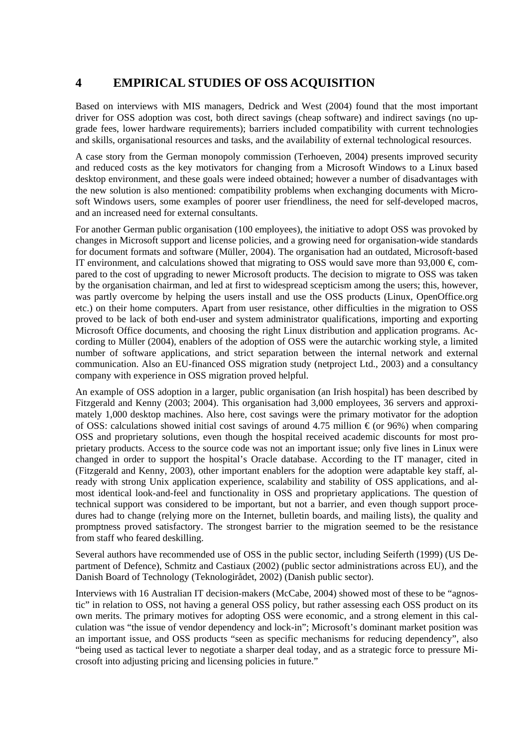## 4 EMPIRICAL STUDIES OF OSS ACQUISITION

Based on interviews with MIS managers, Dedrick and West (2004) found that the most important driver for OSS adoption was cost, both direct savings (cheap software) and indirect savings (no upgrade fees, lower hardware requirements); barriers included compatibility with current technologies and skills, organisational resources and tasks, and the availability of external technological resources.

A case story from the German monopoly commission (Terhoeven, 2004) presents improved security and reduced costs as the key motivators for changing from a Microsoft Windows to a Linux based desktop environment, and these goals were indeed obtained; however a number of disadvantages with the new solution is also mentioned: compatibility problems when exchanging documents with Microsoft Windows users, some examples of poorer user friendliness, the need for self-developed macros, and an increased need for external consultants.

For another German public organisation (100 employees), the initiative to adopt OSS was provoked by changes in Microsoft support and license policies, and a growing need for organisation-wide standards for document formats and software (Müller, 2004). The organisation had an outdated, Microsoft-based IT environment, and calculations showed that migrating to OSS would save more than 93,000 €, compared to the cost of upgrading to newer Microsoft products. The decision to migrate to OSS was taken by the organisation chairman, and led at first to widespread scepticism among the users; this, however, was partly overcome by helping the users install and use the OSS products (Linux, OpenOffice.org etc.) on their home computers. Apart from user resistance, other difficulties in the migration to OSS proved to be lack of both end-user and system administrator qualifications, importing and exporting Microsoft Office documents, and choosing the right Linux distribution and application programs. According to Müller (2004), enablers of the adoption of OSS were the autarchic working style, a limited number of software applications, and strict separation between the internal network and external communication. Also an EU-financed OSS migration study (netproject Ltd., 2003) and a consultancy company with experience in OSS migration proved helpful.

An example of OSS adoption in a larger, public organisation (an Irish hospital) has been described by Fitzgerald and Kenny (2003; 2004). This organisation had 3,000 employees, 36 servers and approximately 1,000 desktop machines. Also here, cost savings were the primary motivator for the adoption of OSS: calculations showed initial cost savings of around 4.75 million € (or 96%) when comparing OSS and proprietary solutions, even though the hospital received academic discounts for most proprietary products. Access to the source code was not an important issue; only five lines in Linux were changed in order to support the hospital's Oracle database. According to the IT manager, cited in (Fitzgerald and Kenny, 2003), other important enablers for the adoption were adaptable key staff, already with strong Unix application experience, scalability and stability of OSS applications, and almost identical look-and-feel and functionality in OSS and proprietary applications. The question of technical support was considered to be important, but not a barrier, and even though support procedures had to change (relying more on the Internet, bulletin boards, and mailing lists), the quality and promptness proved satisfactory. The strongest barrier to the migration seemed to be the resistance from staff who feared deskilling.

Several authors have recommended use of OSS in the public sector, including Seiferth (1999) (US Department of Defence), Schmitz and Castiaux (2002) (public sector administrations across EU), and the Danish Board of Technology (Teknologirådet, 2002) (Danish public sector).

Interviews with 16 Australian IT decision-makers (McCabe, 2004) showed most of these to be "agnostic" in relation to OSS, not having a general OSS policy, but rather assessing each OSS product on its own merits. The primary motives for adopting OSS were economic, and a strong element in this calculation was "the issue of vendor dependency and lock-in"; Microsoft's dominant market position was an important issue, and OSS products "seen as specific mechanisms for reducing dependency", also "being used as tactical lever to negotiate a sharper deal today, and as a strategic force to pressure Microsoft into adjusting pricing and licensing policies in future."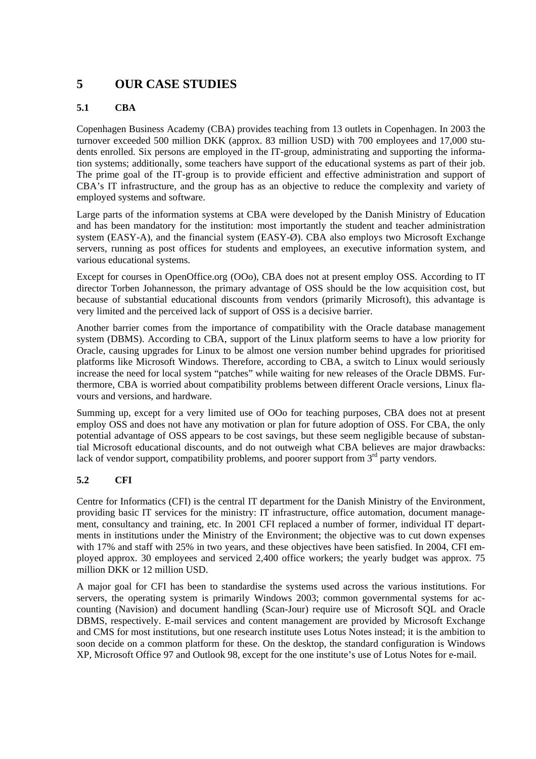# 5 OUR CASE STUDIES

## 5.1 CBA

Copenhagen Business Academy (CBA) provides teaching from 13 outlets in Copenhagen. In 2003 the turnover exceeded 500 million DKK (approx. 83 million USD) with 700 employees and 17,000 students enrolled. Six persons are employed in the IT-group, administrating and supporting the information systems; additionally, some teachers have support of the educational systems as part of their job. The prime goal of the IT-group is to provide efficient and effective administration and support of CBA's IT infrastructure, and the group has as an objective to reduce the complexity and variety of employed systems and software.

Large parts of the information systems at CBA were developed by the Danish Ministry of Education and has been mandatory for the institution: most importantly the student and teacher administration system (EASY-A), and the financial system (EASY-Ø). CBA also employs two Microsoft Exchange servers, running as post offices for students and employees, an executive information system, and various educational systems.

Except for courses in OpenOffice.org (OOo), CBA does not at present employ OSS. According to IT director Torben Johannesson, the primary advantage of OSS should be the low acquisition cost, but because of substantial educational discounts from vendors (primarily Microsoft), this advantage is very limited and the perceived lack of support of OSS is a decisive barrier.

Another barrier comes from the importance of compatibility with the Oracle database management system (DBMS). According to CBA, support of the Linux platform seems to have a low priority for Oracle, causing upgrades for Linux to be almost one version number behind upgrades for prioritised platforms like Microsoft Windows. Therefore, according to CBA, a switch to Linux would seriously increase the need for local system "patches" while waiting for new releases of the Oracle DBMS. Furthermore, CBA is worried about compatibility problems between different Oracle versions, Linux flavours and versions, and hardware.

Summing up, except for a very limited use of OOo for teaching purposes, CBA does not at present employ OSS and does not have any motivation or plan for future adoption of OSS. For CBA, the only potential advantage of OSS appears to be cost savings, but these seem negligible because of substantial Microsoft educational discounts, and do not outweigh what CBA believes are major drawbacks: lack of vendor support, compatibility problems, and poorer support from 3rd party vendors.

## 5.2 CFI

Centre for Informatics (CFI) is the central IT department for the Danish Ministry of the Environment, providing basic IT services for the ministry: IT infrastructure, office automation, document management, consultancy and training, etc. In 2001 CFI replaced a number of former, individual IT departments in institutions under the Ministry of the Environment; the objective was to cut down expenses with 17% and staff with 25% in two years, and these objectives have been satisfied. In 2004, CFI employed approx. 30 employees and serviced 2,400 office workers; the yearly budget was approx. 75 million DKK or 12 million USD.

A major goal for CFI has been to standardise the systems used across the various institutions. For servers, the operating system is primarily Windows 2003; common governmental systems for accounting (Navision) and document handling (Scan-Jour) require use of Microsoft SQL and Oracle DBMS, respectively. E-mail services and content management are provided by Microsoft Exchange and CMS for most institutions, but one research institute uses Lotus Notes instead; it is the ambition to soon decide on a common platform for these. On the desktop, the standard configuration is Windows XP, Microsoft Office 97 and Outlook 98, except for the one institute's use of Lotus Notes for e-mail.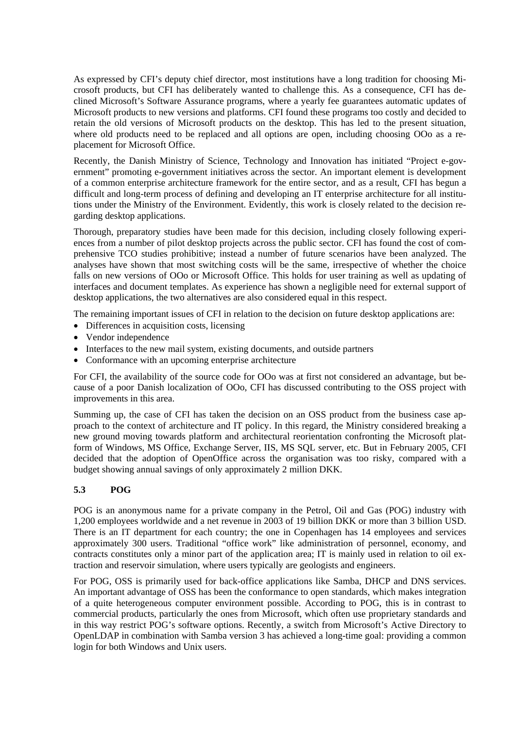As expressed by CFI's deputy chief director, most institutions have a long tradition for choosing Microsoft products, but CFI has deliberately wanted to challenge this. As a consequence, CFI has declined Microsoft's Software Assurance programs, where a yearly fee guarantees automatic updates of Microsoft products to new versions and platforms. CFI found these programs too costly and decided to retain the old versions of Microsoft products on the desktop. This has led to the present situation, where old products need to be replaced and all options are open, including choosing OOo as a replacement for Microsoft Office.

Recently, the Danish Ministry of Science, Technology and Innovation has initiated "Project e-government" promoting e-government initiatives across the sector. An important element is development of a common enterprise architecture framework for the entire sector, and as a result, CFI has begun a difficult and long-term process of defining and developing an IT enterprise architecture for all institutions under the Ministry of the Environment. Evidently, this work is closely related to the decision regarding desktop applications.

Thorough, preparatory studies have been made for this decision, including closely following experiences from a number of pilot desktop projects across the public sector. CFI has found the cost of comprehensive TCO studies prohibitive; instead a number of future scenarios have been analyzed. The analyses have shown that most switching costs will be the same, irrespective of whether the choice falls on new versions of OOo or Microsoft Office. This holds for user training as well as updating of interfaces and document templates. As experience has shown a negligible need for external support of desktop applications, the two alternatives are also considered equal in this respect.

The remaining important issues of CFI in relation to the decision on future desktop applications are:

- Differences in acquisition costs, licensing
- Vendor independence
- Interfaces to the new mail system, existing documents, and outside partners
- Conformance with an upcoming enterprise architecture

For CFI, the availability of the source code for OOo was at first not considered an advantage, but because of a poor Danish localization of OOo, CFI has discussed contributing to the OSS project with improvements in this area.

Summing up, the case of CFI has taken the decision on an OSS product from the business case approach to the context of architecture and IT policy. In this regard, the Ministry considered breaking a new ground moving towards platform and architectural reorientation confronting the Microsoft platform of Windows, MS Office, Exchange Server, IIS, MS SQL server, etc. But in February 2005, CFI decided that the adoption of OpenOffice across the organisation was too risky, compared with a budget showing annual savings of only approximately 2 million DKK.

### 5.3 POG

POG is an anonymous name for a private company in the Petrol, Oil and Gas (POG) industry with 1,200 employees worldwide and a net revenue in 2003 of 19 billion DKK or more than 3 billion USD. There is an IT department for each country; the one in Copenhagen has 14 employees and services approximately 300 users. Traditional "office work" like administration of personnel, economy, and contracts constitutes only a minor part of the application area; IT is mainly used in relation to oil extraction and reservoir simulation, where users typically are geologists and engineers.

For POG, OSS is primarily used for back-office applications like Samba, DHCP and DNS services. An important advantage of OSS has been the conformance to open standards, which makes integration of a quite heterogeneous computer environment possible. According to POG, this is in contrast to commercial products, particularly the ones from Microsoft, which often use proprietary standards and in this way restrict POG's software options. Recently, a switch from Microsoft's Active Directory to OpenLDAP in combination with Samba version 3 has achieved a long-time goal: providing a common login for both Windows and Unix users.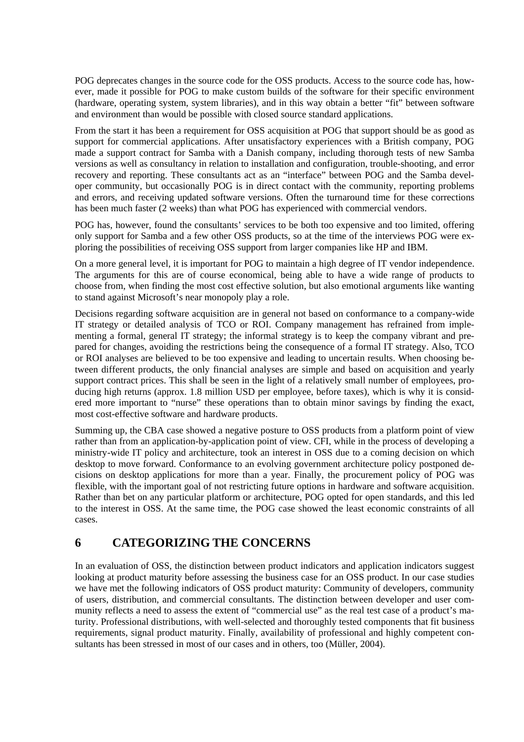POG deprecates changes in the source code for the OSS products. Access to the source code has, however, made it possible for POG to make custom builds of the software for their specific environment (hardware, operating system, system libraries), and in this way obtain a better "fit" between software and environment than would be possible with closed source standard applications.

From the start it has been a requirement for OSS acquisition at POG that support should be as good as support for commercial applications. After unsatisfactory experiences with a British company, POG made a support contract for Samba with a Danish company, including thorough tests of new Samba versions as well as consultancy in relation to installation and configuration, trouble-shooting, and error recovery and reporting. These consultants act as an "interface" between POG and the Samba developer community, but occasionally POG is in direct contact with the community, reporting problems and errors, and receiving updated software versions. Often the turnaround time for these corrections has been much faster (2 weeks) than what POG has experienced with commercial vendors.

POG has, however, found the consultants' services to be both too expensive and too limited, offering only support for Samba and a few other OSS products, so at the time of the interviews POG were exploring the possibilities of receiving OSS support from larger companies like HP and IBM.

On a more general level, it is important for POG to maintain a high degree of IT vendor independence. The arguments for this are of course economical, being able to have a wide range of products to choose from, when finding the most cost effective solution, but also emotional arguments like wanting to stand against Microsoft's near monopoly play a role.

Decisions regarding software acquisition are in general not based on conformance to a company-wide IT strategy or detailed analysis of TCO or ROI. Company management has refrained from implementing a formal, general IT strategy; the informal strategy is to keep the company vibrant and prepared for changes, avoiding the restrictions being the consequence of a formal IT strategy. Also, TCO or ROI analyses are believed to be too expensive and leading to uncertain results. When choosing between different products, the only financial analyses are simple and based on acquisition and yearly support contract prices. This shall be seen in the light of a relatively small number of employees, producing high returns (approx. 1.8 million USD per employee, before taxes), which is why it is considered more important to "nurse" these operations than to obtain minor savings by finding the exact, most cost-effective software and hardware products.

Summing up, the CBA case showed a negative posture to OSS products from a platform point of view rather than from an application-by-application point of view. CFI, while in the process of developing a ministry-wide IT policy and architecture, took an interest in OSS due to a coming decision on which desktop to move forward. Conformance to an evolving government architecture policy postponed decisions on desktop applications for more than a year. Finally, the procurement policy of POG was flexible, with the important goal of not restricting future options in hardware and software acquisition. Rather than bet on any particular platform or architecture, POG opted for open standards, and this led to the interest in OSS. At the same time, the POG case showed the least economic constraints of all cases.

# 6 CATEGORIZING THE CONCERNS

In an evaluation of OSS, the distinction between product indicators and application indicators suggest looking at product maturity before assessing the business case for an OSS product. In our case studies we have met the following indicators of OSS product maturity: Community of developers, community of users, distribution, and commercial consultants. The distinction between developer and user community reflects a need to assess the extent of "commercial use" as the real test case of a product's maturity. Professional distributions, with well-selected and thoroughly tested components that fit business requirements, signal product maturity. Finally, availability of professional and highly competent consultants has been stressed in most of our cases and in others, too (Müller, 2004).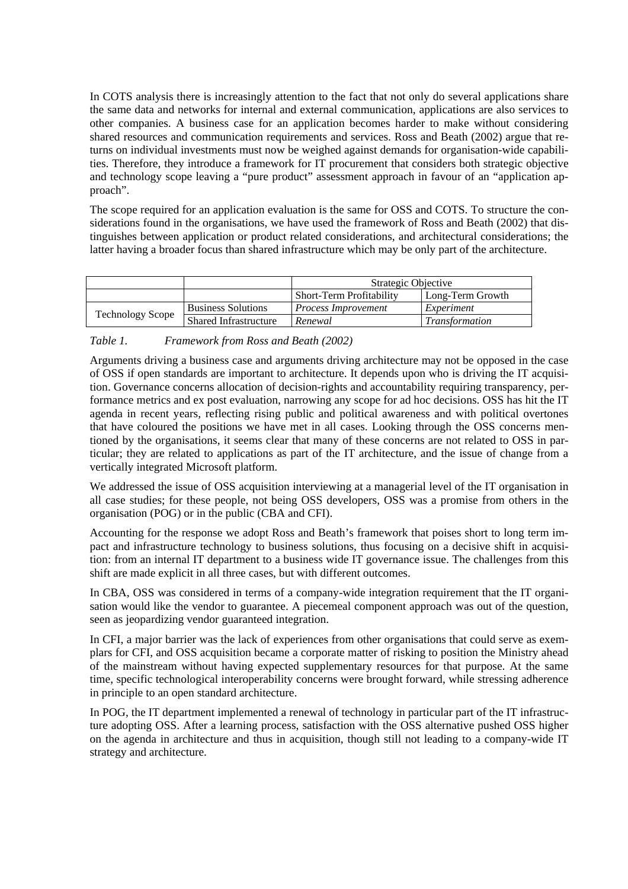In COTS analysis there is increasingly attention to the fact that not only do several applications share the same data and networks for internal and external communication, applications are also services to other companies. A business case for an application becomes harder to make without considering shared resources and communication requirements and services. Ross and Beath (2002) argue that returns on individual investments must now be weighed against demands for organisation-wide capabilities. Therefore, they introduce a framework for IT procurement that considers both strategic objective and technology scope leaving a "pure product" assessment approach in favour of an "application approach".

The scope required for an application evaluation is the same for OSS and COTS. To structure the considerations found in the organisations, we have used the framework of Ross and Beath (2002) that distinguishes between application or product related considerations, and architectural considerations; the latter having a broader focus than shared infrastructure which may be only part of the architecture.

| | | Strategic Objective | |
|---|---|---|---|
| | | Short-Term Profitability | Long-Term Growth |
| Technology Scope | Business Solutions | *Process Improvement* | *Experiment* |
| | Shared Infrastructure | *Renewal* | *Transformation* |

*Table 1. Framework from Ross and Beath (2002)*

Arguments driving a business case and arguments driving architecture may not be opposed in the case of OSS if open standards are important to architecture. It depends upon who is driving the IT acquisition. Governance concerns allocation of decision-rights and accountability requiring transparency, performance metrics and ex post evaluation, narrowing any scope for ad hoc decisions. OSS has hit the IT agenda in recent years, reflecting rising public and political awareness and with political overtones that have coloured the positions we have met in all cases. Looking through the OSS concerns mentioned by the organisations, it seems clear that many of these concerns are not related to OSS in particular; they are related to applications as part of the IT architecture, and the issue of change from a vertically integrated Microsoft platform.

We addressed the issue of OSS acquisition interviewing at a managerial level of the IT organisation in all case studies; for these people, not being OSS developers, OSS was a promise from others in the organisation (POG) or in the public (CBA and CFI).

Accounting for the response we adopt Ross and Beath's framework that poises short to long term impact and infrastructure technology to business solutions, thus focusing on a decisive shift in acquisition: from an internal IT department to a business wide IT governance issue. The challenges from this shift are made explicit in all three cases, but with different outcomes.

In CBA, OSS was considered in terms of a company-wide integration requirement that the IT organisation would like the vendor to guarantee. A piecemeal component approach was out of the question, seen as jeopardizing vendor guaranteed integration.

In CFI, a major barrier was the lack of experiences from other organisations that could serve as exemplars for CFI, and OSS acquisition became a corporate matter of risking to position the Ministry ahead of the mainstream without having expected supplementary resources for that purpose. At the same time, specific technological interoperability concerns were brought forward, while stressing adherence in principle to an open standard architecture.

In POG, the IT department implemented a renewal of technology in particular part of the IT infrastructure adopting OSS. After a learning process, satisfaction with the OSS alternative pushed OSS higher on the agenda in architecture and thus in acquisition, though still not leading to a company-wide IT strategy and architecture.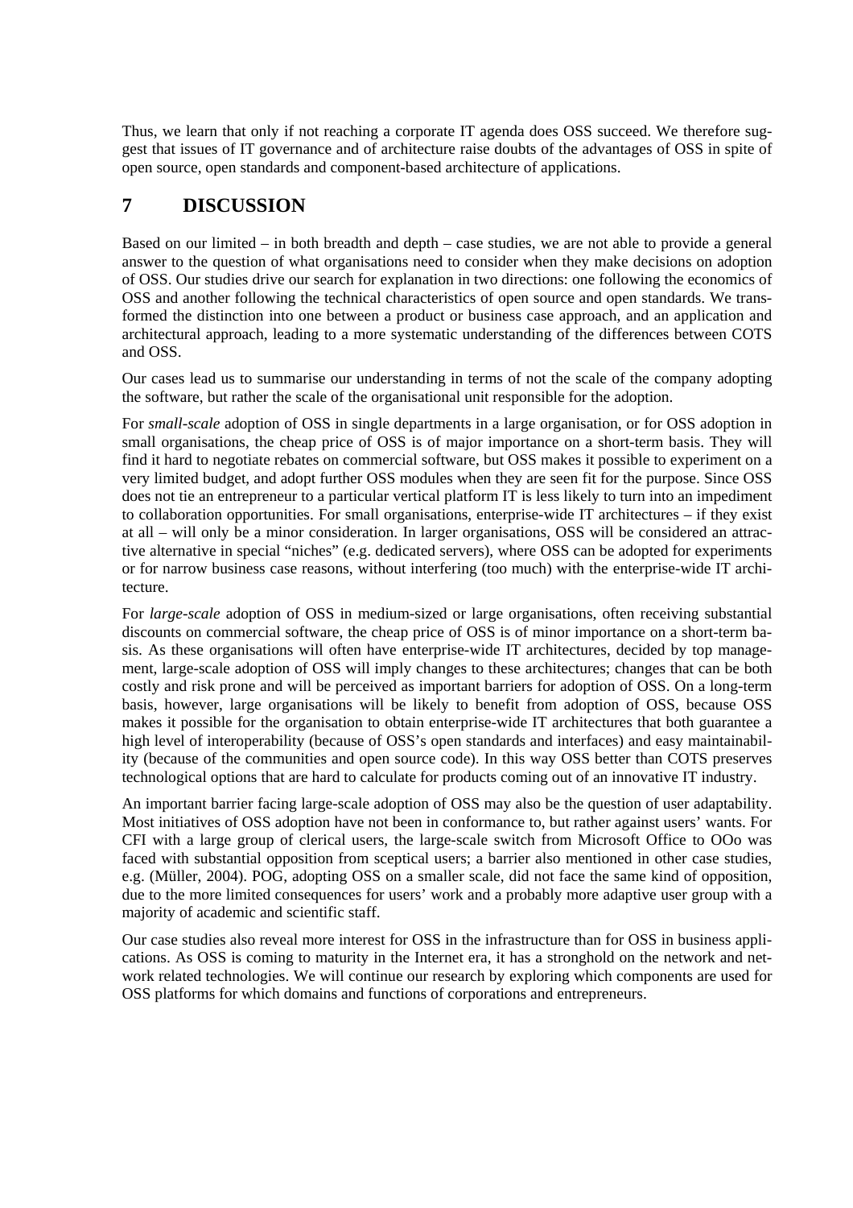Thus, we learn that only if not reaching a corporate IT agenda does OSS succeed. We therefore suggest that issues of IT governance and of architecture raise doubts of the advantages of OSS in spite of open source, open standards and component-based architecture of applications.

# 7 DISCUSSION

Based on our limited – in both breadth and depth – case studies, we are not able to provide a general answer to the question of what organisations need to consider when they make decisions on adoption of OSS. Our studies drive our search for explanation in two directions: one following the economics of OSS and another following the technical characteristics of open source and open standards. We transformed the distinction into one between a product or business case approach, and an application and architectural approach, leading to a more systematic understanding of the differences between COTS and OSS.

Our cases lead us to summarise our understanding in terms of not the scale of the company adopting the software, but rather the scale of the organisational unit responsible for the adoption.

For *small-scale* adoption of OSS in single departments in a large organisation, or for OSS adoption in small organisations, the cheap price of OSS is of major importance on a short-term basis. They will find it hard to negotiate rebates on commercial software, but OSS makes it possible to experiment on a very limited budget, and adopt further OSS modules when they are seen fit for the purpose. Since OSS does not tie an entrepreneur to a particular vertical platform IT is less likely to turn into an impediment to collaboration opportunities. For small organisations, enterprise-wide IT architectures – if they exist at all – will only be a minor consideration. In larger organisations, OSS will be considered an attractive alternative in special "niches" (e.g. dedicated servers), where OSS can be adopted for experiments or for narrow business case reasons, without interfering (too much) with the enterprise-wide IT architecture.

For *large-scale* adoption of OSS in medium-sized or large organisations, often receiving substantial discounts on commercial software, the cheap price of OSS is of minor importance on a short-term basis. As these organisations will often have enterprise-wide IT architectures, decided by top management, large-scale adoption of OSS will imply changes to these architectures; changes that can be both costly and risk prone and will be perceived as important barriers for adoption of OSS. On a long-term basis, however, large organisations will be likely to benefit from adoption of OSS, because OSS makes it possible for the organisation to obtain enterprise-wide IT architectures that both guarantee a high level of interoperability (because of OSS's open standards and interfaces) and easy maintainability (because of the communities and open source code). In this way OSS better than COTS preserves technological options that are hard to calculate for products coming out of an innovative IT industry.

An important barrier facing large-scale adoption of OSS may also be the question of user adaptability. Most initiatives of OSS adoption have not been in conformance to, but rather against users' wants. For CFI with a large group of clerical users, the large-scale switch from Microsoft Office to OOo was faced with substantial opposition from sceptical users; a barrier also mentioned in other case studies, e.g. (Müller, 2004). POG, adopting OSS on a smaller scale, did not face the same kind of opposition, due to the more limited consequences for users' work and a probably more adaptive user group with a majority of academic and scientific staff.

Our case studies also reveal more interest for OSS in the infrastructure than for OSS in business applications. As OSS is coming to maturity in the Internet era, it has a stronghold on the network and network related technologies. We will continue our research by exploring which components are used for OSS platforms for which domains and functions of corporations and entrepreneurs.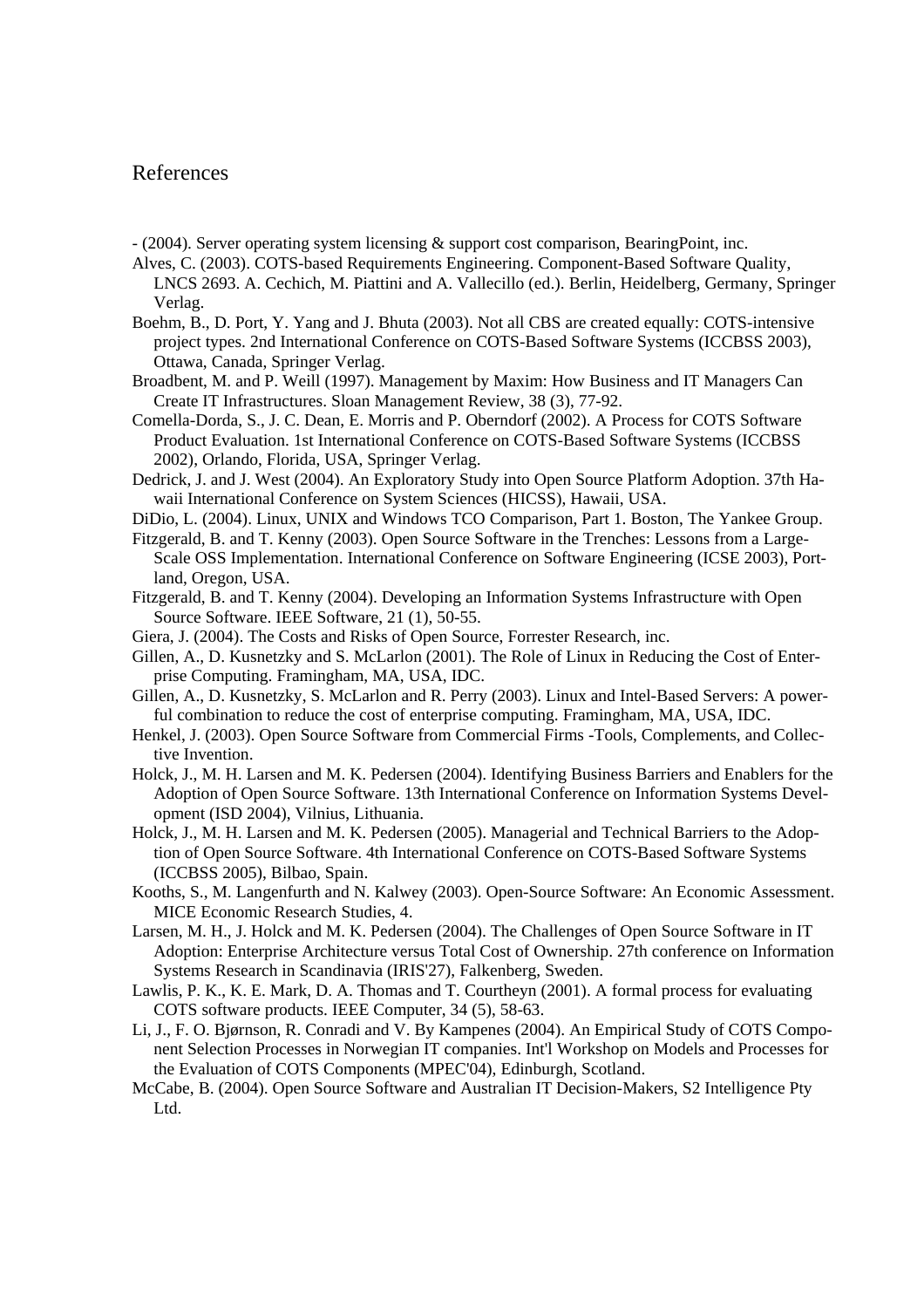## References

- (2004). Server operating system licensing & support cost comparison, BearingPoint, inc.

Alves, C. (2003). COTS-based Requirements Engineering. Component-Based Software Quality, LNCS 2693. A. Cechich, M. Piattini and A. Vallecillo (ed.). Berlin, Heidelberg, Germany, Springer Verlag.

Boehm, B., D. Port, Y. Yang and J. Bhuta (2003). Not all CBS are created equally: COTS-intensive project types. 2nd International Conference on COTS-Based Software Systems (ICCBSS 2003), Ottawa, Canada, Springer Verlag.

Broadbent, M. and P. Weill (1997). Management by Maxim: How Business and IT Managers Can Create IT Infrastructures. Sloan Management Review, 38 (3), 77-92.

Comella-Dorda, S., J. C. Dean, E. Morris and P. Oberndorf (2002). A Process for COTS Software Product Evaluation. 1st International Conference on COTS-Based Software Systems (ICCBSS 2002), Orlando, Florida, USA, Springer Verlag.

Dedrick, J. and J. West (2004). An Exploratory Study into Open Source Platform Adoption. 37th Hawaii International Conference on System Sciences (HICSS), Hawaii, USA.

DiDio, L. (2004). Linux, UNIX and Windows TCO Comparison, Part 1. Boston, The Yankee Group.

Fitzgerald, B. and T. Kenny (2003). Open Source Software in the Trenches: Lessons from a Large-Scale OSS Implementation. International Conference on Software Engineering (ICSE 2003), Portland, Oregon, USA.

Fitzgerald, B. and T. Kenny (2004). Developing an Information Systems Infrastructure with Open Source Software. IEEE Software, 21 (1), 50-55.

Giera, J. (2004). The Costs and Risks of Open Source, Forrester Research, inc.

Gillen, A., D. Kusnetzky and S. McLarlon (2001). The Role of Linux in Reducing the Cost of Enterprise Computing. Framingham, MA, USA, IDC.

Gillen, A., D. Kusnetzky, S. McLarlon and R. Perry (2003). Linux and Intel-Based Servers: A powerful combination to reduce the cost of enterprise computing. Framingham, MA, USA, IDC.

Henkel, J. (2003). Open Source Software from Commercial Firms -Tools, Complements, and Collective Invention.

Holck, J., M. H. Larsen and M. K. Pedersen (2004). Identifying Business Barriers and Enablers for the Adoption of Open Source Software. 13th International Conference on Information Systems Development (ISD 2004), Vilnius, Lithuania.

Holck, J., M. H. Larsen and M. K. Pedersen (2005). Managerial and Technical Barriers to the Adoption of Open Source Software. 4th International Conference on COTS-Based Software Systems (ICCBSS 2005), Bilbao, Spain.

Kooths, S., M. Langenfurth and N. Kalwey (2003). Open-Source Software: An Economic Assessment. MICE Economic Research Studies, 4.

Larsen, M. H., J. Holck and M. K. Pedersen (2004). The Challenges of Open Source Software in IT Adoption: Enterprise Architecture versus Total Cost of Ownership. 27th conference on Information Systems Research in Scandinavia (IRIS'27), Falkenberg, Sweden.

Lawlis, P. K., K. E. Mark, D. A. Thomas and T. Courtheyn (2001). A formal process for evaluating COTS software products. IEEE Computer, 34 (5), 58-63.

Li, J., F. O. Bjørnson, R. Conradi and V. By Kampenes (2004). An Empirical Study of COTS Component Selection Processes in Norwegian IT companies. Int'l Workshop on Models and Processes for the Evaluation of COTS Components (MPEC'04), Edinburgh, Scotland.

McCabe, B. (2004). Open Source Software and Australian IT Decision-Makers, S2 Intelligence Pty Ltd.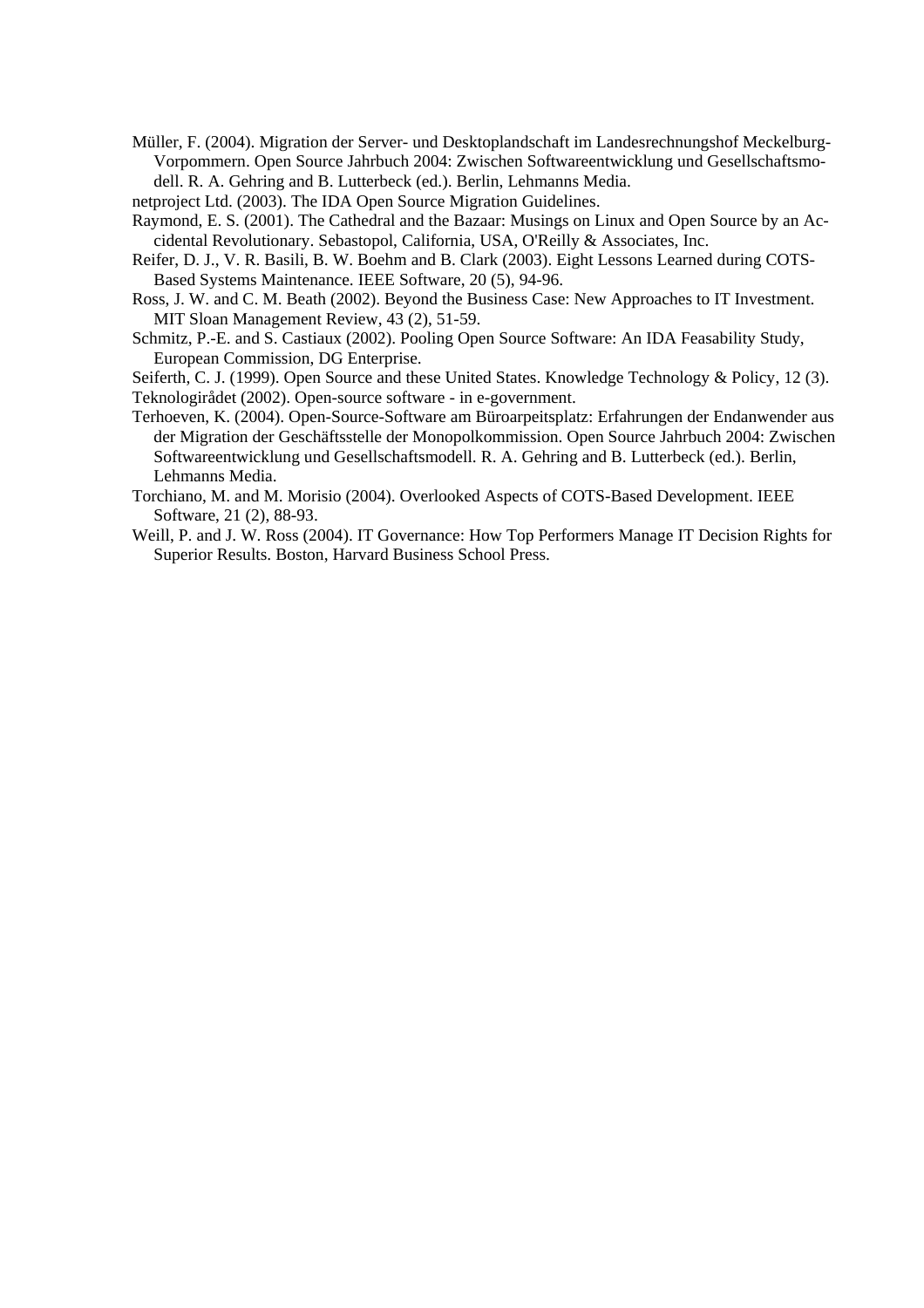Müller, F. (2004). Migration der Server- und Desktoplandschaft im Landesrechnungshof Meckelburg-Vorpommern. Open Source Jahrbuch 2004: Zwischen Softwareentwicklung und Gesellschaftsmodell. R. A. Gehring and B. Lutterbeck (ed.). Berlin, Lehmanns Media.

netproject Ltd. (2003). The IDA Open Source Migration Guidelines.

Raymond, E. S. (2001). The Cathedral and the Bazaar: Musings on Linux and Open Source by an Accidental Revolutionary. Sebastopol, California, USA, O'Reilly & Associates, Inc.

Reifer, D. J., V. R. Basili, B. W. Boehm and B. Clark (2003). Eight Lessons Learned during COTS-Based Systems Maintenance. IEEE Software, 20 (5), 94-96.

Ross, J. W. and C. M. Beath (2002). Beyond the Business Case: New Approaches to IT Investment. MIT Sloan Management Review, 43 (2), 51-59.

Schmitz, P.-E. and S. Castiaux (2002). Pooling Open Source Software: An IDA Feasability Study, European Commission, DG Enterprise.

Seiferth, C. J. (1999). Open Source and these United States. Knowledge Technology & Policy, 12 (3).

Teknologirådet (2002). Open-source software - in e-government.

Terhoeven, K. (2004). Open-Source-Software am Büroarpeitsplatz: Erfahrungen der Endanwender aus der Migration der Geschäftsstelle der Monopolkommission. Open Source Jahrbuch 2004: Zwischen Softwareentwicklung und Gesellschaftsmodell. R. A. Gehring and B. Lutterbeck (ed.). Berlin, Lehmanns Media.

Torchiano, M. and M. Morisio (2004). Overlooked Aspects of COTS-Based Development. IEEE Software, 21 (2), 88-93.

Weill, P. and J. W. Ross (2004). IT Governance: How Top Performers Manage IT Decision Rights for Superior Results. Boston, Harvard Business School Press.